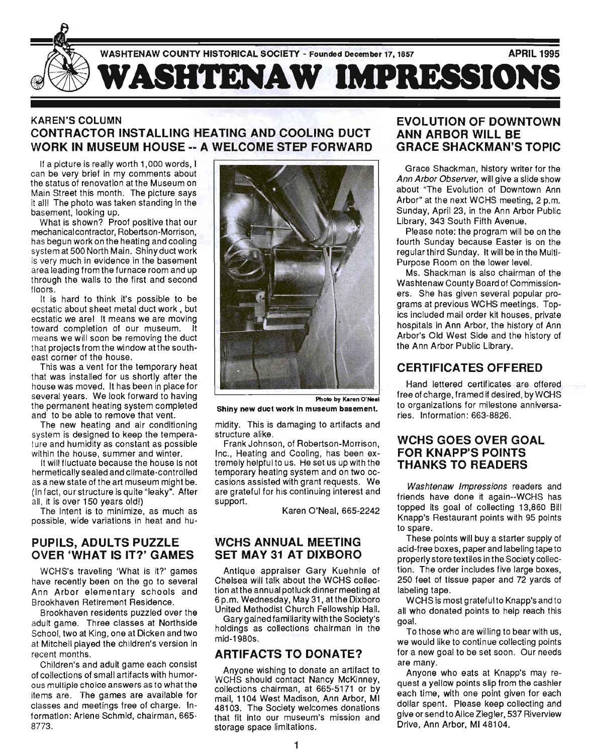WASHTENAW COUNTY HISTORICAL SOCIETY - Founded December 17, 1857 APRIL 1995

# WASHTENAW IMPRESSIONS

## KAREN'S COLUMN
## CONTRACTOR INSTALLING HEATING AND COOLING DUCT WORK IN MUSEUM HOUSE -- A WELCOME STEP FORWARD

If a picture is really worth 1,000 words, I can be very brief in my comments about the status of renovation at the Museum on Main Street this month. The picture says it all! The photo was taken standing in the basement, looking up.

What is shown? Proof positive that our mechanical contractor, Robertson-Morrison, has begun work on the heating and cooling system at 500 North Main. Shiny duct work is very much in evidence in the basement area leading from the furnace room and up through the walls to the first and second floors.

It is hard to think it's possible to be ecstatic about sheet metal duct work, but ecstatic we are! It means we are moving toward completion of our museum. It means we will soon be removing the duct that projects from the window at the southeast corner of the house.

This was a vent for the temporary heat that was installed for us shortly after the house was moved. It has been in place for several years. We look forward to having the permanent heating system completed and to be able to remove that vent.

The new heating and air conditioning system is designed to keep the temperature and humidity as constant as possible within the house, summer and winter.

It will fluctuate because the house is not hermetically sealed and climate-controlled as a new state of the art museum might be. (In fact, our structure is quite "leaky". After all, it is over 150 years old!)

The intent is to minimize, as much as possible, wide variations in heat and humidity. This is damaging to artifacts and structure alike.

Photo by Karen O'Neal
**Shiny new duct work in museum basement.**

Frank Johnson, of Robertson-Morrison, Inc., Heating and Cooling, has been extremely helpful to us. He set us up with the temporary heating system and on two occasions assisted with grant requests. We are grateful for his continuing interest and support.

Karen O'Neal, 665-2242

## PUPILS, ADULTS PUZZLE OVER 'WHAT IS IT?' GAMES

WCHS's traveling 'What is it?' games have recently been on the go to several Ann Arbor elementary schools and Brookhaven Retirement Residence.

Brookhaven residents puzzled over the adult game. Three classes at Northside School, two at King, one at Dicken and two at Mitchell played the children's version in recent months.

Children's and adult game each consist of collections of small artifacts with humorous multiple choice answers as to what the items are. The games are available for classes and meetings free of charge. Information: Arlene Schmid, chairman, 665-8773.

## WCHS ANNUAL MEETING SET MAY 31 AT DIXBORO

Antique appraiser Gary Kuehnle of Chelsea will talk about the WCHS collection at the annual potluck dinner meeting at 6 p.m. Wednesday, May 31, at the Dixboro United Methodist Church Fellowship Hall.

Gary gained familiarity with the Society's holdings as collections chairman in the mid-1980s.

## ARTIFACTS TO DONATE?

Anyone wishing to donate an artifact to WCHS should contact Nancy McKinney, collections chairman, at 665-5171 or by mail, 1104 West Madison, Ann Arbor, MI 48103. The Society welcomes donations that fit into our museum's mission and storage space limitations.

## EVOLUTION OF DOWNTOWN ANN ARBOR WILL BE GRACE SHACKMAN'S TOPIC

Grace Shackman, history writer for the *Ann Arbor Observer*, will give a slide show about "The Evolution of Downtown Ann Arbor" at the next WCHS meeting, 2 p.m. Sunday, April 23, in the Ann Arbor Public Library, 343 South Fifth Avenue.

Please note: the program will be on the fourth Sunday because Easter is on the regular third Sunday. It will be in the Multi-Purpose Room on the lower level.

Ms. Shackman is also chairman of the Washtenaw County Board of Commissioners. She has given several popular programs at previous WCHS meetings. Topics included mail order kit houses, private hospitals in Ann Arbor, the history of Ann Arbor's Old West Side and the history of the Ann Arbor Public Library.

## CERTIFICATES OFFERED

Hand lettered certificates are offered free of charge, framed if desired, by WCHS to organizations for milestone anniversaries. Information: 663-8826.

## WCHS GOES OVER GOAL FOR KNAPP'S POINTS THANKS TO READERS

*Washtenaw Impressions* readers and friends have done it again--WCHS has topped its goal of collecting 13,860 Bill Knapp's Restaurant points with 95 points to spare.

These points will buy a starter supply of acid-free boxes, paper and labeling tape to properly store textiles in the Society collection. The order includes five large boxes, 250 feet of tissue paper and 72 yards of labeling tape.

WCHS is most grateful to Knapp's and to all who donated points to help reach this goal.

To those who are willing to bear with us, we would like to continue collecting points for a new goal to be set soon. Our needs are many.

Anyone who eats at Knapp's may request a yellow points slip from the cashier each time, with one point given for each dollar spent. Please keep collecting and give or send to Alice Ziegler, 537 Riverview Drive, Ann Arbor, MI 48104.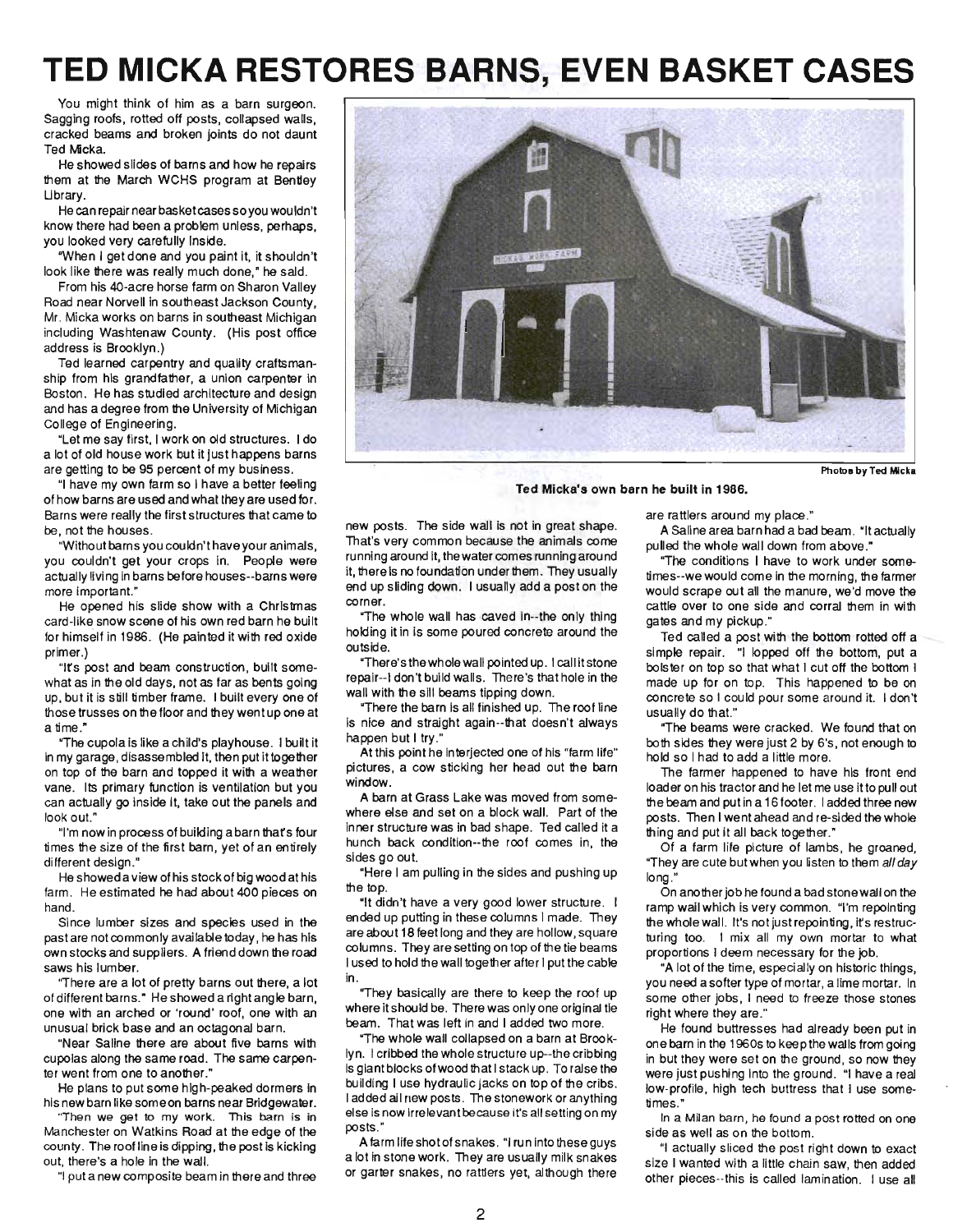# TED MICKA RESTORES BARNS, EVEN BASKET CASES

You might think of him as a barn surgeon. Sagging roofs, rotted off posts, collapsed walls, cracked beams and broken joints do not daunt Ted Micka.

He showed slides of barns and how he repairs them at the March WCHS program at Bentley Library.

He can repair near basket cases so you wouldn't know there had been a problem unless, perhaps, you looked very carefully inside.

"When I get done and you paint it, it shouldn't look like there was really much done," he said.

From his 40-acre horse farm on Sharon Valley Road near Norvell in southeast Jackson County, Mr. Micka works on barns in southeast Michigan including Washtenaw County. (His post office address is Brooklyn.)

Ted learned carpentry and quality craftsmanship from his grandfather, a union carpenter in Boston. He has studied architecture and design and has a degree from the University of Michigan College of Engineering.

"Let me say first, I work on old structures. I do a lot of old house work but it just happens barns are getting to be 95 percent of my business.

"I have my own farm so I have a better feeling of how barns are used and what they are used for. Barns were really the first structures that came to be, not the houses.

"Without barns you couldn't have your animals, you couldn't get your crops in. People were actually living in barns before houses--barns were more important."

He opened his slide show with a Christmas card-like snow scene of his own red barn he built for himself in 1986. (He painted it with red oxide primer.)

"It's post and beam construction, built somewhat as in the old days, not as far as bents going up, but it is still timber frame. I built every one of those trusses on the floor and they went up one at a time."

"The cupola is like a child's playhouse. I built it in my garage, disassembled it, then put it together on top of the barn and topped it with a weather vane. Its primary function is ventilation but you can actually go inside it, take out the panels and look out."

"I'm now in process of building a barn that's four times the size of the first barn, yet of an entirely different design."

He showed a view of his stock of big wood at his farm. He estimated he had about 400 pieces on hand.

Since lumber sizes and species used in the past are not commonly available today, he has his own stocks and suppliers. A friend down the road saws his lumber.

"There are a lot of pretty barns out there, a lot of different barns." He showed a right angle barn, one with an arched or 'round' roof, one with an unusual brick base and an octagonal barn.

"Near Saline there are about five barns with cupolas along the same road. The same carpenter went from one to another."

He plans to put some high-peaked dormers in his new barn like some on barns near Bridgewater.

"Then we get to my work. This barn is in Manchester on Watkins Road at the edge of the county. The roof line is dipping, the post is kicking out, there's a hole in the wall.

"I put a new composite beam in there and three new posts. The side wall is not in great shape. That's very common because the animals come running around it, the water comes running around it, there is no foundation under them. They usually end up sliding down. I usually add a post on the corner.

"The whole wall has caved in--the only thing holding it in is some poured concrete around the outside.

"There's the whole wall pointed up. I call it stone repair--I don't build walls. There's that hole in the wall with the sill beams tipping down.

"There the barn is all finished up. The roof line is nice and straight again--that doesn't always happen but I try."

At this point he interjected one of his "farm life" pictures, a cow sticking her head out the barn window.

A barn at Grass Lake was moved from somewhere else and set on a block wall. Part of the inner structure was in bad shape. Ted called it a hunch back condition--the roof comes in, the sides go out.

"Here I am pulling in the sides and pushing up the top.

"It didn't have a very good lower structure. I ended up putting in these columns I made. They are about 18 feet long and they are hollow, square columns. They are setting on top of the tie beams I used to hold the wall together after I put the cable in.

"They basically are there to keep the roof up where it should be. There was only one original tie beam. That was left in and I added two more.

"The whole wall collapsed on a barn at Brooklyn. I cribbed the whole structure up--the cribbing is giant blocks of wood that I stack up. To raise the building I use hydraulic jacks on top of the cribs. I added all new posts. The stonework or anything else is now irrelevant because it's all setting on my posts."

A farm life shot of snakes. "I run into these guys a lot in stone work. They are usually milk snakes or garter snakes, no rattlers yet, although there are rattlers around my place."

A Saline area barn had a bad beam. "It actually pulled the whole wall down from above."

"The conditions I have to work under sometimes--we would come in the morning, the farmer would scrape out all the manure, we'd move the cattle over to one side and corral them in with gates and my pickup."

Ted called a post with the bottom rotted off a simple repair. "I lopped off the bottom, put a bolster on top so that what I cut off the bottom I made up for on top. This happened to be on concrete so I could pour some around it. I don't usually do that."

"The beams were cracked. We found that on both sides they were just 2 by 6's, not enough to hold so I had to add a little more.

The farmer happened to have his front end loader on his tractor and he let me use it to pull out the beam and put in a 16 footer. I added three new posts. Then I went ahead and re-sided the whole thing and put it all back together."

Of a farm life picture of lambs, he groaned, "They are cute but when you listen to them *all day* long."

On another job he found a bad stone wall on the ramp wall which is very common. "I'm repointing the whole wall. It's not just repointing, it's restructuring too. I mix all my own mortar to what proportions I deem necessary for the job.

"A lot of the time, especially on historic things, you need a softer type of mortar, a lime mortar. In some other jobs, I need to freeze those stones right where they are."

He found buttresses had already been put in one barn in the 1960s to keep the walls from going in but they were set on the ground, so now they were just pushing into the ground. "I have a real low-profile, high tech buttress that I use sometimes."

In a Milan barn, he found a post rotted on one side as well as on the bottom.

"I actually sliced the post right down to exact size I wanted with a little chain saw, then added other pieces--this is called lamination. I use all

Photos by Ted Micka

**Ted Micka's own barn he built in 1986.**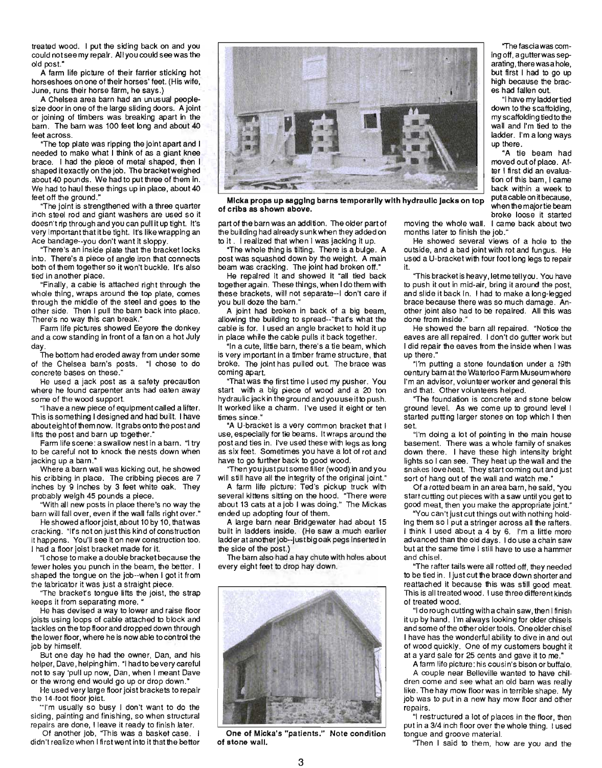treated wood. I put the siding back on and you could not see my repair. All you could see was the old post."

A farm life picture of their farrier sticking hot horseshoes on one of their horses' feet. (His wife, June, runs their horse farm, he says.)

A Chelsea area barn had an unusual people-size door in one of the large sliding doors. A joint or joining of timbers was breaking apart in the barn. The barn was 100 feet long and about 40 feet across.

"The top plate was ripping the joint apart and I needed to make what I think of as a giant knee brace. I had the piece of metal shaped, then I shaped it exactly on the job. The bracket weighed about 40 pounds. We had to put three of them in. We had to haul these things up in place, about 40 feet off the ground."

"The joint is strengthened with a three quarter inch steel rod and giant washers are used so it doesn't rip through and you can pull it up tight. It's very important that it be tight. It's like wrapping an Ace bandage--you don't want it sloppy.

"There's an inside plate that the bracket locks into. There's a piece of angle iron that connects both of them together so it won't buckle. It's also tied in another place.

"Finally, a cable is attached right through the whole thing, wraps around the top plate, comes through the middle of the steel and goes to the other side. Then I pull the barn back into place. There's no way this can break."

Farm life pictures showed Eeyore the donkey and a cow standing in front of a fan on a hot July day.

The bottom had eroded away from under some of the Chelsea barn's posts. "I chose to do concrete bases on these."

He used a jack post as a safety precaution where he found carpenter ants had eaten away some of the wood support.

"I have a new piece of equipment called a lifter. This is something I designed and had built. I have about eight of them now. It grabs onto the post and lifts the post and barn up together."

Farm life scene: a swallow nest in a barn. "I try to be careful not to knock the nests down when jacking up a barn."

Where a barn wall was kicking out, he showed his cribbing in place. The cribbing pieces are 7 inches by 9 inches by 3 feet white oak. They probably weigh 45 pounds a piece.

"With all new posts in place there's no way the barn will fall over, even if the wall falls right over."

He showed a floor joist, about 10 by 10, that was cracking. "It's not on just this kind of construction it happens. You'll see it on new construction too. I had a floor joist bracket made for it.

"I chose to make a double bracket because the fewer holes you punch in the beam, the better. I shaped the tongue on the job--when I got it from the fabricator it was just a straight piece.

"The bracket's tongue lifts the joist, the strap keeps it from separating more."

He has devised a way to lower and raise floor joists using loops of cable attached to block and tackles on the top floor and dropped down through the lower floor, where he is now able to control the job by himself.

But one day he had the owner, Dan, and his helper, Dave, helping him. "I had to be very careful not to say 'pull up now, Dan, when I meant Dave or the wrong end would go up or drop down."

He used very large floor joist brackets to repair the 14-foot floor joist.

"I'm usually so busy I don't want to do the siding, painting and finishing, so when structural repairs are done, I leave it ready to finish later.

Of another job, "This was a basket case. I didn't realize when I first went into it that the better part of the barn was an addition. The older part of the building had already sunk when they added on to it. I realized that when I was jacking it up.

**Micka props up sagging barns temporarily with hydraulic jacks on top of cribs as shown above.**

"The whole thing is tilting. There is a bulge. A post was squashed down by the weight. A main beam was cracking. The joint had broken off."

He repaired it and showed it "all tied back together again. These things, when I do them with these brackets, will not separate--I don't care if you bull doze the barn."

A joint had broken in back of a big beam, allowing the building to spread--"that's what the cable is for. I used an angle bracket to hold it up in place while the cable pulls it back together.

"In a cute, little barn, there's a tie beam, which is very important in a timber frame structure, that broke. The joint has pulled out. The brace was coming apart.

"That was the first time I used my pusher. You start with a big piece of wood and a 20 ton hydraulic jack in the ground and you use it to push. It worked like a charm. I've used it eight or ten times since."

"A U-bracket is a very common bracket that I use, especially for tie beams. It wraps around the post and ties in. I've used these with legs as long as six feet. Sometimes you have a lot of rot and have to go further back to good wood.

"Then you just put some filler (wood) in and you will still have all the integrity of the original joint."

A farm life picture: Ted's pickup truck with several kittens sitting on the hood. "There were about 13 cats at a job I was doing." The Mickas ended up adopting four of them.

A large barn near Bridgewater had about 15 built in ladders inside. (He saw a much earlier ladder at another job--just big oak pegs inserted in the side of the post.)

The barn also had a hay chute with holes about every eight feet to drop hay down.

**One of Micka's "patients." Note condition of stone wall.**

"The fascia was coming off, a gutter was separating, there was a hole, but first I had to go up high because the braces had fallen out.

"I have my ladder tied down to the scaffolding, my scaffolding tied to the wall and I'm tied to the ladder. I'm a long ways up there.

"A tie beam had moved out of place. After I first did an evaluation of this barn, I came back within a week to put a cable on it because, when the major tie beam broke loose it started moving the whole wall. I came back about two months later to finish the job."

He showed several views of a hole to the outside, and a bad joint with rot and fungus. He used a U-bracket with four foot long legs to repair it.

"This bracket is heavy, let me tell you. You have to push it out in mid-air, bring it around the post, and slide it back in. I had to make a long-legged brace because there was so much damage. Another joint also had to be repaired. All this was done from inside."

He showed the barn all repaired. "Notice the eaves are all repaired. I don't do gutter work but I did repair the eaves from the inside when I was up there."

"I'm putting a stone foundation under a 19th century barn at the Waterloo Farm Museum where I'm an advisor, volunteer worker and general this and that. Other volunteers helped.

"The foundation is concrete and stone below ground level. As we come up to ground level I started putting larger stones on top which I then set.

"I'm doing a lot of pointing in the main house basement. There was a whole family of snakes down there. I have these high intensity bright lights so I can see. They heat up the wall and the snakes love heat. They start coming out and just sort of hang out of the wall and watch me."

Of a rotted beam in an area barn, he said, "you start cutting out pieces with a saw until you get to good meat, then you make the appropriate joint."

"You can't just cut things out with nothing holding them so I put a stringer across all the rafters. I think I used about a 4 by 6. I'm a little more advanced than the old days. I do use a chain saw but at the same time I still have to use a hammer and chisel.

"The rafter tails were all rotted off, they needed to be tied in. I just cut the brace down shorter and reattached it because this was still good meat. This is all treated wood. I use three different kinds of treated wood.

"I do rough cutting with a chain saw, then I finish it up by hand. I'm always looking for older chisels and some of the other older tools. One older chisel I have has the wonderful ability to dive in and out of wood quickly. One of my customers bought it at a yard sale for 25 cents and gave it to me."

A farm life picture: his cousin's bison or buffalo.

A couple near Belleville wanted to have children come and see what an old barn was really like. The hay mow floor was in terrible shape. My job was to put in a new hay mow floor and other repairs.

"I restructured a lot of places in the floor, then put in a 3/4 inch floor over the whole thing. I used tongue and groove material.

"Then I said to them, how are you and the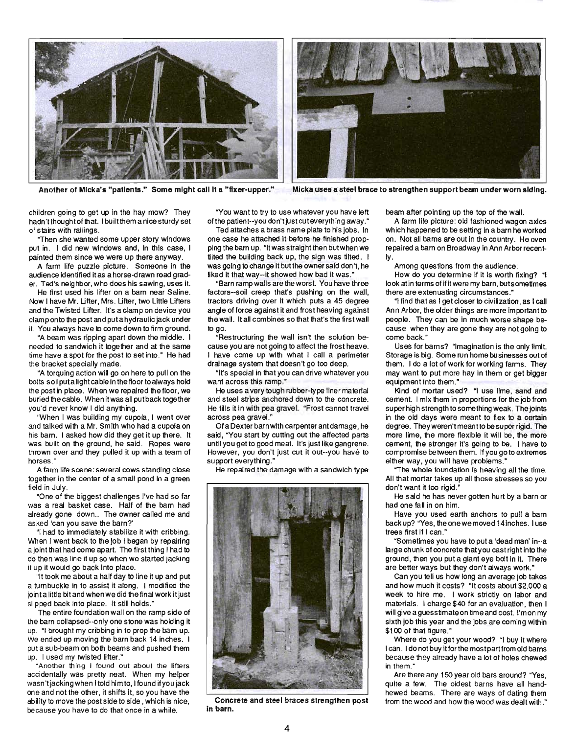Another of Micka's "patients." Some might call it a "fixer-upper."

Micka uses a steel brace to strengthen support beam under worn siding.

children going to get up in the hay mow? They hadn't thought of that. I built them a nice sturdy set of stairs with railings.

"Then she wanted some upper story windows put in. I did new windows and, in this case, I painted them since we were up there anyway.

A farm life puzzle picture. Someone in the audience identified it as a horse-drawn road grader. Ted's neighbor, who does his sawing, uses it.

He first used his lifter on a barn near Saline. Now I have Mr. Lifter, Mrs. Lifter, two Little Lifters and the Twisted Lifter. It's a clamp on device you clamp onto the post and put a hydraulic jack under it. You always have to come down to firm ground.

"A beam was ripping apart down the middle. I needed to sandwich it together and at the same time have a spot for the post to set into." He had the bracket specially made.

"A torquing action will go on here to pull on the bolts so I put a light cable in the floor to always hold the post in place. When we repaired the floor, we buried the cable. When it was all put back together you'd never know I did anything.

"When I was building my cupola, I went over and talked with a Mr. Smith who had a cupola on his barn. I asked how did they get it up there. It was built on the ground, he said. Ropes were thrown over and they pulled it up with a team of horses."

A farm life scene: several cows standing close together in the center of a small pond in a green field in July.

"One of the biggest challenges I've had so far was a real basket case. Half of the barn had already gone down.. The owner called me and asked 'can you save the barn?'

"I had to immediately stabilize it with cribbing. When I went back to the job I began by repairing a joint that had come apart. The first thing I had to do then was line it up so when we started jacking it up it would go back into place.

"It took me about a half day to line it up and put a turnbuckle in to assist it along. I modified the joint a little bit and when we did the final work it just slipped back into place. It still holds."

The entire foundation wall on the ramp side of the barn collapsed--only one stone was holding it up. "I brought my cribbing in to prop the barn up. We ended up moving the barn back 14 inches. I put a sub-beam on both beams and pushed them up. I used my twisted lifter."

"Another thing I found out about the lifters accidentally was pretty neat. When my helper wasn't jacking when I told him to, I found if you jack one and not the other, it shifts it, so you have the ability to move the post side to side , which is nice, because you have to do that once in a while.

"You want to try to use whatever you have left of the patient--you don't just cut everything away."

Ted attaches a brass name plate to his jobs. In one case he attached it before he finished propping the barn up. "It was straight then but when we tilted the building back up, the sign was tilted. I was going to change it but the owner said don't, he liked it that way--it showed how bad it was."

"Barn ramp walls are the worst. You have three factors--soil creep that's pushing on the wall, tractors driving over it which puts a 45 degree angle of force against it and frost heaving against the wall. It all combines so that that's the first wall to go.

"Restructuring the wall isn't the solution because you are not going to affect the frost heave. I have come up with what I call a perimeter drainage system that doesn't go too deep.

"It's special in that you can drive whatever you want across this ramp."

He uses a very tough rubber-type liner material and steel strips anchored down to the concrete. He fills it in with pea gravel. "Frost cannot travel across pea gravel."

Of a Dexter barn with carpenter ant damage, he said, "You start by cutting out the affected parts until you get to good meat. It's just like gangrene. However, you don't just cut it out--you have to support everything."

He repaired the damage with a sandwich type

Concrete and steel braces strengthen post in barn.

beam after pointing up the top of the wall.

A farm life picture: old fashioned wagon axles which happened to be setting in a barn he worked on. Not all barns are out in the country. He even repaired a barn on Broadway in Ann Arbor recently.

Among questions from the audience:

How do you determine if it is worth fixing? "I look at in terms of if it were my barn, but sometimes there are extenuating circumstances."

"I find that as I get closer to civilization, as I call Ann Arbor, the older things are more important to people. They can be in much worse shape because when they are gone they are not going to come back."

Uses for barns? "Imagination is the only limit. Storage is big. Some run home businesses out of them. I do a lot of work for working farms. They may want to put more hay in them or get bigger equipment into them."

Kind of mortar used? "I use lime, sand and cement. I mix them in proportions for the job from super high strength to something weak. The joints in the old days were meant to flex to a certain degree. They weren't meant to be super rigid. The more lime, the more flexible it will be, the more cement, the stronger it's going to be. I have to compromise between them. If you go to extremes either way, you will have problems."

"The whole foundation is heaving all the time. All that mortar takes up all those stresses so you don't want it too rigid."

He said he has never gotten hurt by a barn or had one fall in on him.

Have you used earth anchors to pull a barn back up? "Yes, the one we moved 14 inches. I use trees first if I can."

"Sometimes you have to put a 'dead man' in--a large chunk of concrete that you cast right into the ground, then you put a giant eye bolt in it. There are better ways but they don't always work."

Can you tell us how long an average job takes and how much it costs? "It costs about $2,000 a week to hire me. I work strictly on labor and materials. I charge $40 for an evaluation, then I will give a guesstimate on time and cost. I'm on my sixth job this year and the jobs are coming within $100 of that figure."

Where do you get your wood? "I buy it where I can. I do not buy it for the most part from old barns because they already have a lot of holes chewed in them."

Are there any 150 year old bars around? "Yes, quite a few. The oldest barns have all hand-hewed beams. There are ways of dating them from the wood and how the wood was dealt with."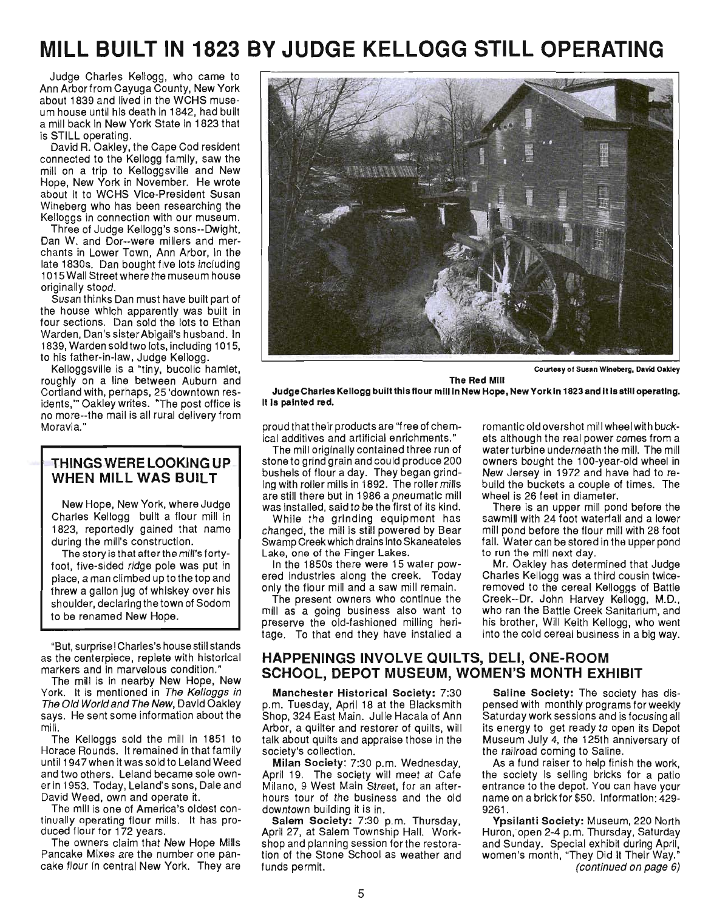# MILL BUILT IN 1823 BY JUDGE KELLOGG STILL OPERATING

Judge Charles Kellogg, who came to Ann Arbor from Cayuga County, New York about 1839 and lived in the WCHS museum house until his death in 1842, had built a mill back in New York State in 1823 that is STILL operating.

David R. Oakley, the Cape Cod resident connected to the Kellogg family, saw the mill on a trip to Kelloggsville and New Hope, New York in November. He wrote about it to WCHS Vice-President Susan Wineberg who has been researching the Kelloggs in connection with our museum.

Three of Judge Kellogg's sons--Dwight, Dan W. and Dor--were millers and merchants in Lower Town, Ann Arbor, in the late 1830s. Dan bought five lots including 1015 Wall Street where the museum house originally stood.

Susan thinks Dan must have built part of the house which apparently was built in four sections. Dan sold the lots to Ethan Warden, Dan's sister Abigail's husband. In 1839, Warden sold two lots, including 1015, to his father-in-law, Judge Kellogg.

Kelloggsville is a "tiny, bucolic hamlet, roughly on a line between Auburn and Cortland with, perhaps, 25 'downtown residents,'" Oakley writes. "The post office is no more--the mail is all rural delivery from Moravia."

## THINGS WERE LOOKING UP WHEN MILL WAS BUILT

New Hope, New York, where Judge Charles Kellogg built a flour mill in 1823, reportedly gained that name during the mill's construction.

The story is that after the mill's forty-foot, five-sided ridge pole was put in place, a man climbed up to the top and threw a gallon jug of whiskey over his shoulder, declaring the town of Sodom to be renamed New Hope.

"But, surprise! Charles's house still stands as the centerpiece, replete with historical markers and in marvelous condition."

The mill is in nearby New Hope, New York. It is mentioned in *The Kelloggs in The Old World and The New*, David Oakley says. He sent some information about the mill.

The Kelloggs sold the mill in 1851 to Horace Rounds. It remained in that family until 1947 when it was sold to Leland Weed and two others. Leland became sole owner in 1953. Today, Leland's sons, Dale and David Weed, own and operate it.

The mill is one of America's oldest continually operating flour mills. It has produced flour for 172 years.

The owners claim that New Hope Mills Pancake Mixes are the number one pancake flour in central New York. They are proud that their products are "free of chemical additives and artificial enrichments."

The mill originally contained three run of stone to grind grain and could produce 200 bushels of flour a day. They began grinding with roller mills in 1892. The roller mills are still there but in 1986 a pneumatic mill was installed, said to be the first of its kind.

While the grinding equipment has changed, the mill is still powered by Bear Swamp Creek which drains into Skaneateles Lake, one of the Finger Lakes.

In the 1850s there were 15 water powered industries along the creek. Today only the flour mill and a saw mill remain.

The present owners who continue the mill as a going business also want to preserve the old-fashioned milling heritage. To that end they have installed a romantic old overshot mill wheel with buckets although the real power comes from a water turbine underneath the mill. The mill owners bought the 100-year-old wheel in New Jersey in 1972 and have had to rebuild the buckets a couple of times. The wheel is 26 feet in diameter.

There is an upper mill pond before the sawmill with 24 foot waterfall and a lower mill pond before the flour mill with 28 foot fall. Water can be stored in the upper pond to run the mill next day.

Mr. Oakley has determined that Judge Charles Kellogg was a third cousin twice-removed to the cereal Kelloggs of Battle Creek--Dr. John Harvey Kellogg, M.D., who ran the Battle Creek Sanitarium, and his brother, Will Keith Kellogg, who went into the cold cereal business in a big way.

Courtesy of Susan Wineberg, David Oakley

**The Red Mill**

**Judge Charles Kellogg built this flour mill in New Hope, New York in 1823 and it is still operating. It is painted red.**

## HAPPENINGS INVOLVE QUILTS, DELI, ONE-ROOM SCHOOL, DEPOT MUSEUM, WOMEN'S MONTH EXHIBIT

**Manchester Historical Society:** 7:30 p.m. Tuesday, April 18 at the Blacksmith Shop, 324 East Main. Julie Hacala of Ann Arbor, a quilter and restorer of quilts, will talk about quilts and appraise those in the society's collection.

**Milan Society:** 7:30 p.m. Wednesday, April 19. The society will meet at Cafe Milano, 9 West Main Street, for an after-hours tour of the business and the old downtown building it is in.

**Salem Society:** 7:30 p.m. Thursday, April 27, at Salem Township Hall. Workshop and planning session for the restoration of the Stone School as weather and funds permit.

**Saline Society:** The society has dispensed with monthly programs for weekly Saturday work sessions and is focusing all its energy to get ready to open its Depot Museum July 4, the 125th anniversary of the railroad coming to Saline.

As a fund raiser to help finish the work, the society is selling bricks for a patio entrance to the depot. You can have your name on a brick for $50. Information: 429-9261.

**Ypsilanti Society:** Museum, 220 North Huron, open 2-4 p.m. Thursday, Saturday and Sunday. Special exhibit during April, women's month, "They Did It Their Way."

*(continued on page 6)*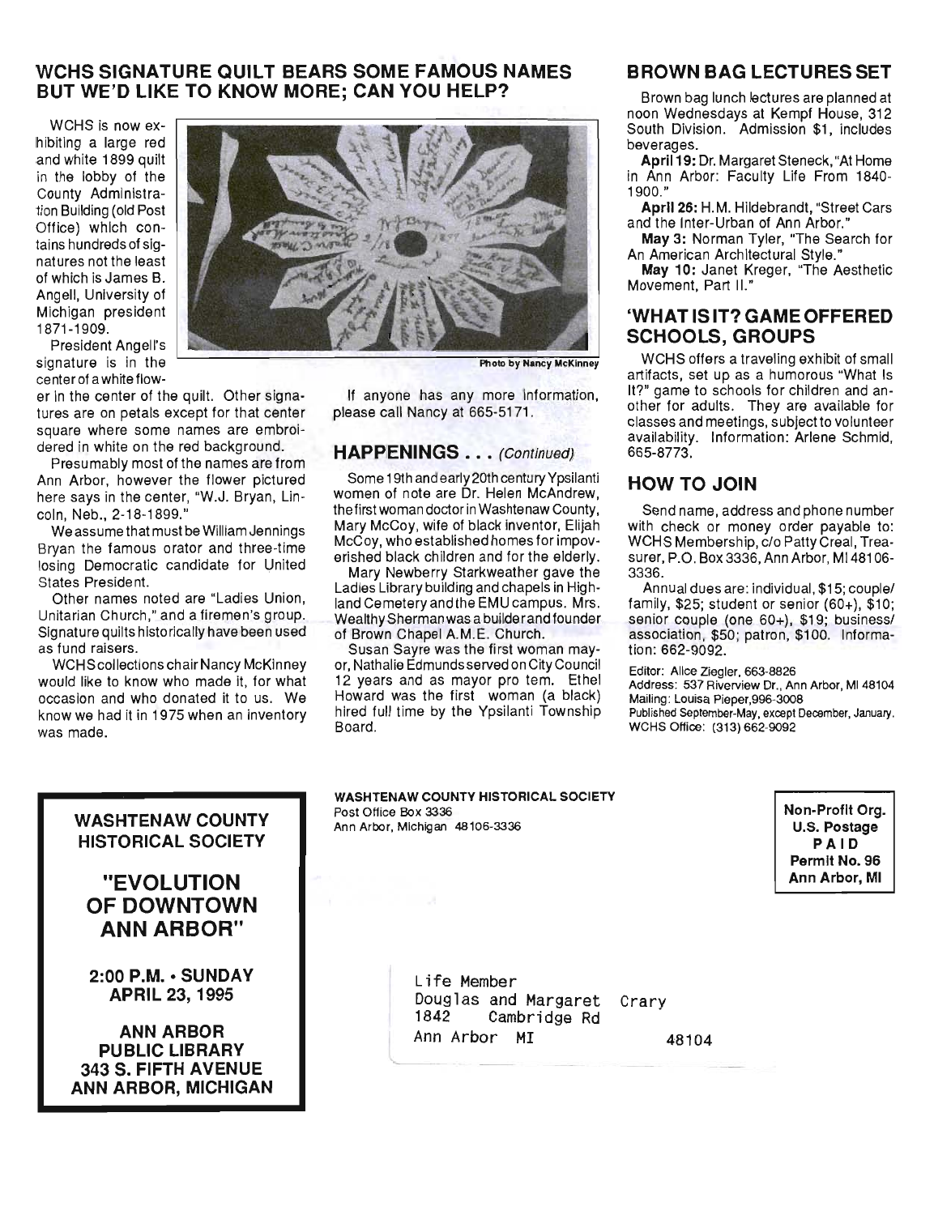## WCHS SIGNATURE QUILT BEARS SOME FAMOUS NAMES BUT WE'D LIKE TO KNOW MORE; CAN YOU HELP?

WCHS is now exhibiting a large red and white 1899 quilt in the lobby of the County Administration Building (old Post Office) which contains hundreds of signatures not the least of which is James B. Angell, University of Michigan president 1871-1909.

President Angell's signature is in the center of a white flower in the center of the quilt. Other signatures are on petals except for that center square where some names are embroidered in white on the red background.

Presumably most of the names are from Ann Arbor, however the flower pictured here says in the center, "W.J. Bryan, Lincoln, Neb., 2-18-1899."

We assume that must be William Jennings Bryan the famous orator and three-time losing Democratic candidate for United States President.

Other names noted are "Ladies Union, Unitarian Church," and a firemen's group. Signature quilts historically have been used as fund raisers.

WCHS collections chair Nancy McKinney would like to know who made it, for what occasion and who donated it to us. We know we had it in 1975 when an inventory was made.

Photo by Nancy McKinney

If anyone has any more information, please call Nancy at 665-5171.

## HAPPENINGS . . . *(Continued)*

Some 19th and early 20th century Ypsilanti women of note are Dr. Helen McAndrew, the first woman doctor in Washtenaw County, Mary McCoy, wife of black inventor, Elijah McCoy, who established homes for impoverished black children and for the elderly.

Mary Newberry Starkweather gave the Ladies Library building and chapels in Highland Cemetery and the EMU campus. Mrs. Wealthy Sherman was a builder and founder of Brown Chapel A.M.E. Church.

Susan Sayre was the first woman mayor, Nathalie Edmunds served on City Council 12 years and as mayor pro tem. Ethel Howard was the first woman (a black) hired full time by the Ypsilanti Township Board.

## BROWN BAG LECTURES SET

Brown bag lunch lectures are planned at noon Wednesdays at Kempf House, 312 South Division. Admission $1, includes beverages.

**April 19:** Dr. Margaret Steneck, "At Home in Ann Arbor: Faculty Life From 1840-1900."

**April 26:** H.M. Hildebrandt, "Street Cars and the Inter-Urban of Ann Arbor."

**May 3:** Norman Tyler, "The Search for An American Architectural Style."

**May 10:** Janet Kreger, "The Aesthetic Movement, Part II."

## 'WHAT IS IT? GAME OFFERED SCHOOLS, GROUPS

WCHS offers a traveling exhibit of small artifacts, set up as a humorous "What Is It?" game to schools for children and another for adults. They are available for classes and meetings, subject to volunteer availability. Information: Arlene Schmid, 665-8773.

## HOW TO JOIN

Send name, address and phone number with check or money order payable to: WCHS Membership, c/o Patty Creal, Treasurer, P.O. Box 3336, Ann Arbor, MI 48106-3336.

Annual dues are: individual, $15; couple/family, $25; student or senior (60+), $10; senior couple (one 60+), $19; business/association, $50; patron, $100. Information: 662-9092.

Editor: Alice Ziegler, 663-8826
Address: 537 Riverview Dr., Ann Arbor, MI 48104
Mailing: Louisa Pieper, 996-3008
Published September-May, except December, January.
WCHS Office: (313) 662-9092

**WASHTENAW COUNTY HISTORICAL SOCIETY**

**"EVOLUTION OF DOWNTOWN ANN ARBOR"**

**2:00 P.M. • SUNDAY APRIL 23, 1995**

**ANN ARBOR PUBLIC LIBRARY**
**343 S. FIFTH AVENUE**
**ANN ARBOR, MICHIGAN**

**WASHTENAW COUNTY HISTORICAL SOCIETY**
Post Office Box 3336
Ann Arbor, Michigan 48106-3336

**Non-Profit Org.**
**U.S. Postage**
**PAID**
**Permit No. 96**
**Ann Arbor, MI**

Life Member
Douglas and Margaret Crary
1842 Cambridge Rd
Ann Arbor MI 48104